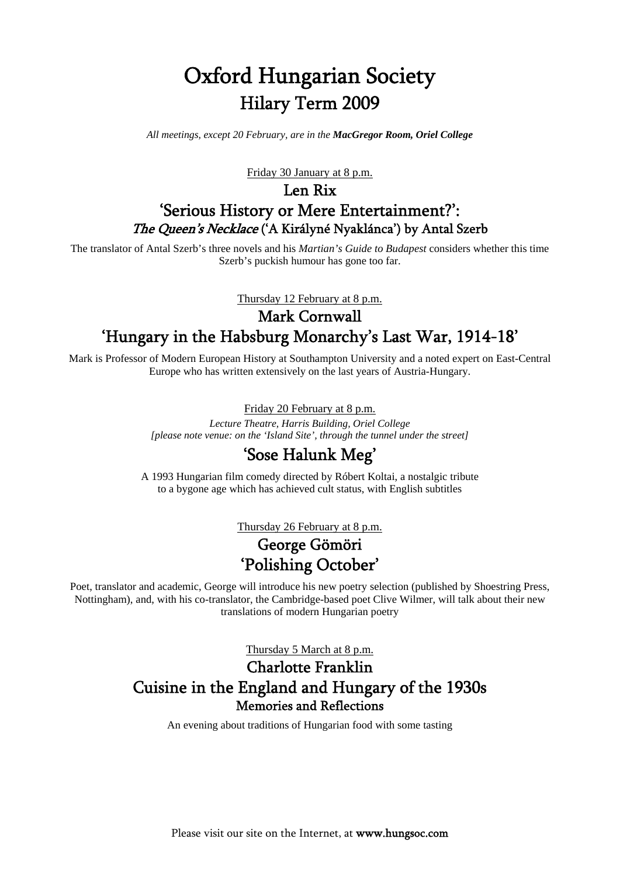# Oxford Hungarian Society

## Hilary Term 2009

*All meetings, except 20 February, are in the* ***MacGregor Room, Oriel College***

Friday 30 January at 8 p.m.

### Len Rix

### 'Serious History or Mere Entertainment?':

#### *The Queen's Necklace* ('A Királyné Nyaklánca') by Antal Szerb

The translator of Antal Szerb's three novels and his *Martian's Guide to Budapest* considers whether this time Szerb's puckish humour has gone too far.

Thursday 12 February at 8 p.m.

### Mark Cornwall

### 'Hungary in the Habsburg Monarchy's Last War, 1914-18'

Mark is Professor of Modern European History at Southampton University and a noted expert on East-Central Europe who has written extensively on the last years of Austria-Hungary.

Friday 20 February at 8 p.m.

*Lecture Theatre, Harris Building, Oriel College*
*[please note venue: on the 'Island Site', through the tunnel under the street]*

### 'Sose Halunk Meg'

A 1993 Hungarian film comedy directed by Róbert Koltai, a nostalgic tribute to a bygone age which has achieved cult status, with English subtitles

Thursday 26 February at 8 p.m.

### George Gömöri

### 'Polishing October'

Poet, translator and academic, George will introduce his new poetry selection (published by Shoestring Press, Nottingham), and, with his co-translator, the Cambridge-based poet Clive Wilmer, will talk about their new translations of modern Hungarian poetry

Thursday 5 March at 8 p.m.

### Charlotte Franklin

### Cuisine in the England and Hungary of the 1930s

#### Memories and Reflections

An evening about traditions of Hungarian food with some tasting

Please visit our site on the Internet, at **www.hungsoc.com**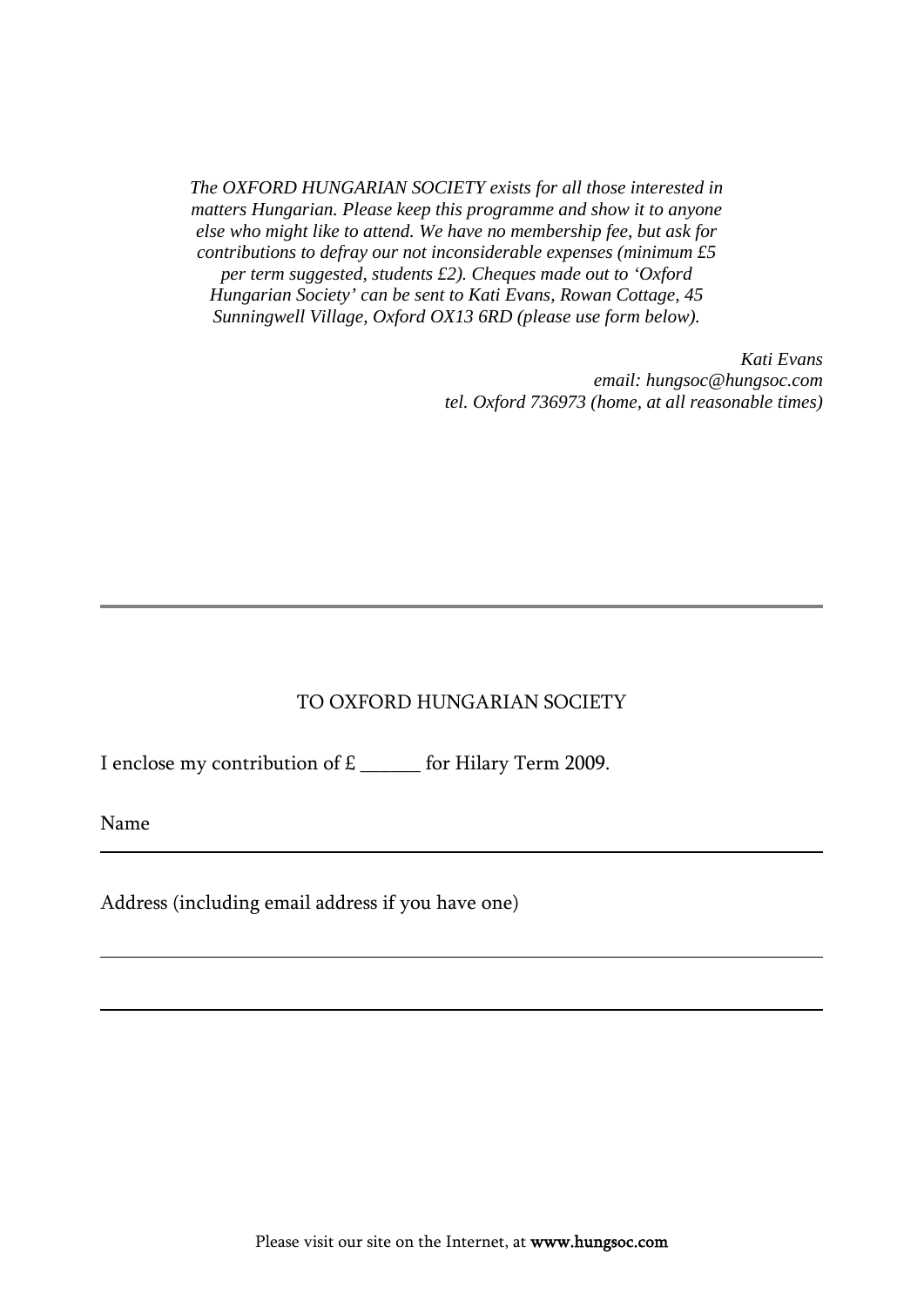*The OXFORD HUNGARIAN SOCIETY exists for all those interested in matters Hungarian. Please keep this programme and show it to anyone else who might like to attend. We have no membership fee, but ask for contributions to defray our not inconsiderable expenses (minimum £5 per term suggested, students £2). Cheques made out to 'Oxford Hungarian Society' can be sent to Kati Evans, Rowan Cottage, 45 Sunningwell Village, Oxford OX13 6RD (please use form below).*

*Kati Evans*
*email: hungsoc@hungsoc.com*
*tel. Oxford 736973 (home, at all reasonable times)*

---

TO OXFORD HUNGARIAN SOCIETY

I enclose my contribution of £ ______ for Hilary Term 2009.

Name

________________________________________________________________

Address (including email address if you have one)

________________________________________________________________

________________________________________________________________

Please visit our site on the Internet, at **www.hungsoc.com**